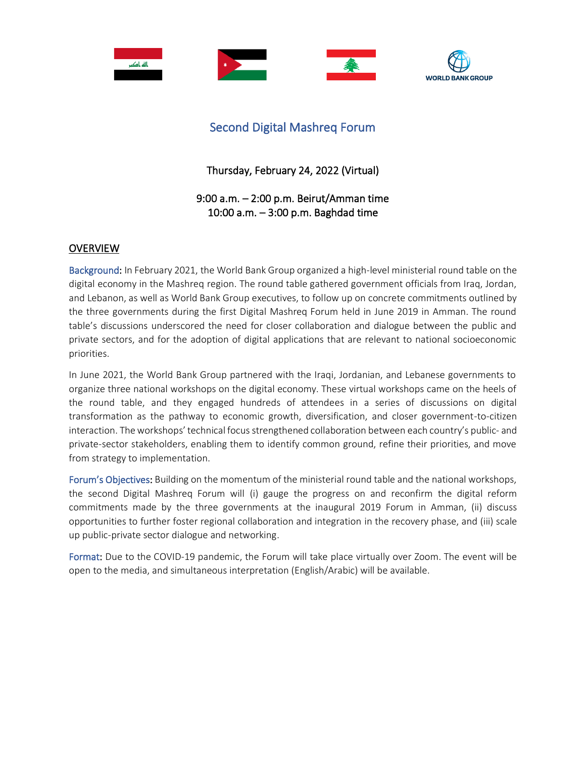# Second Digital Mashreq Forum

Thursday, February 24, 2022 (Virtual)

9:00 a.m. – 2:00 p.m. Beirut/Amman time
10:00 a.m. – 3:00 p.m. Baghdad time

## OVERVIEW

**Background:** In February 2021, the World Bank Group organized a high-level ministerial round table on the digital economy in the Mashreq region. The round table gathered government officials from Iraq, Jordan, and Lebanon, as well as World Bank Group executives, to follow up on concrete commitments outlined by the three governments during the first Digital Mashreq Forum held in June 2019 in Amman. The round table's discussions underscored the need for closer collaboration and dialogue between the public and private sectors, and for the adoption of digital applications that are relevant to national socioeconomic priorities.

In June 2021, the World Bank Group partnered with the Iraqi, Jordanian, and Lebanese governments to organize three national workshops on the digital economy. These virtual workshops came on the heels of the round table, and they engaged hundreds of attendees in a series of discussions on digital transformation as the pathway to economic growth, diversification, and closer government-to-citizen interaction. The workshops' technical focus strengthened collaboration between each country's public- and private-sector stakeholders, enabling them to identify common ground, refine their priorities, and move from strategy to implementation.

**Forum's Objectives:** Building on the momentum of the ministerial round table and the national workshops, the second Digital Mashreq Forum will (i) gauge the progress on and reconfirm the digital reform commitments made by the three governments at the inaugural 2019 Forum in Amman, (ii) discuss opportunities to further foster regional collaboration and integration in the recovery phase, and (iii) scale up public-private sector dialogue and networking.

**Format:** Due to the COVID-19 pandemic, the Forum will take place virtually over Zoom. The event will be open to the media, and simultaneous interpretation (English/Arabic) will be available.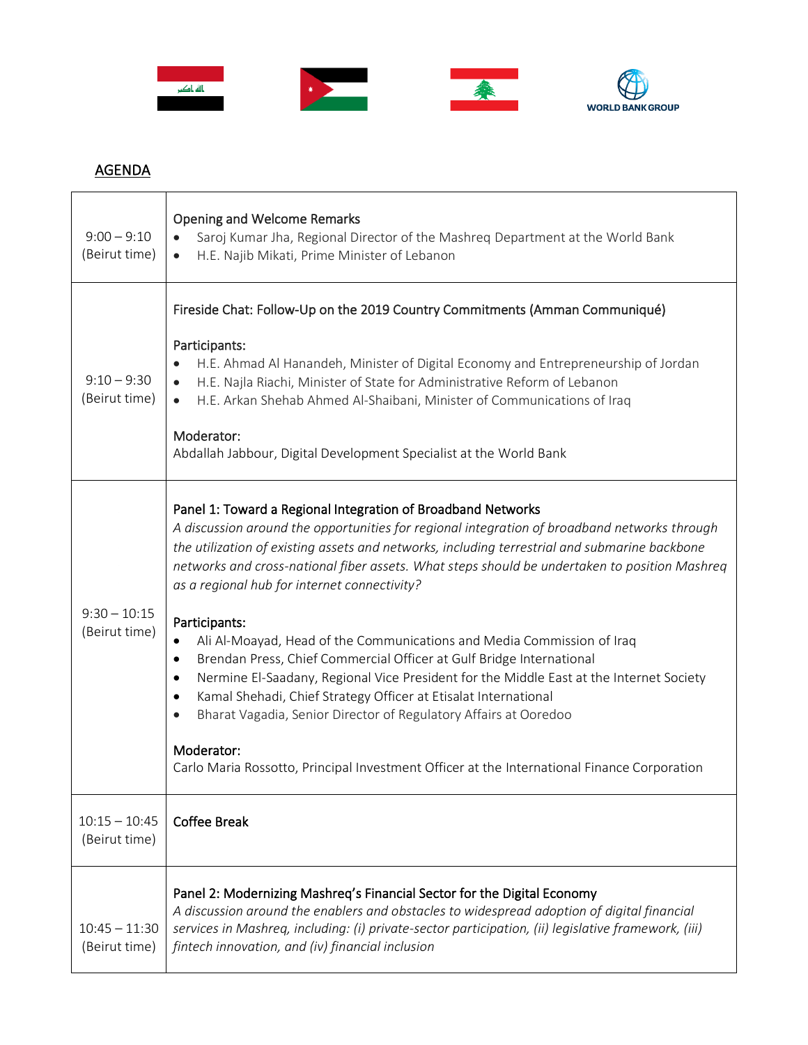WORLD BANK GROUP

## AGENDA

| | |
|---|---|
| 9:00 – 9:10 (Beirut time) | Opening and Welcome Remarks<br>• Saroj Kumar Jha, Regional Director of the Mashreq Department at the World Bank<br>• H.E. Najib Mikati, Prime Minister of Lebanon |
| 9:10 – 9:30 (Beirut time) | Fireside Chat: Follow-Up on the 2019 Country Commitments (Amman Communiqué)<br><br>Participants:<br>• H.E. Ahmad Al Hanandeh, Minister of Digital Economy and Entrepreneurship of Jordan<br>• H.E. Najla Riachi, Minister of State for Administrative Reform of Lebanon<br>• H.E. Arkan Shehab Ahmed Al-Shaibani, Minister of Communications of Iraq<br><br>Moderator:<br>Abdallah Jabbour, Digital Development Specialist at the World Bank |
| 9:30 – 10:15 (Beirut time) | Panel 1: Toward a Regional Integration of Broadband Networks<br>*A discussion around the opportunities for regional integration of broadband networks through the utilization of existing assets and networks, including terrestrial and submarine backbone networks and cross-national fiber assets. What steps should be undertaken to position Mashreq as a regional hub for internet connectivity?*<br><br>Participants:<br>• Ali Al-Moayad, Head of the Communications and Media Commission of Iraq<br>• Brendan Press, Chief Commercial Officer at Gulf Bridge International<br>• Nermine El-Saadany, Regional Vice President for the Middle East at the Internet Society<br>• Kamal Shehadi, Chief Strategy Officer at Etisalat International<br>• Bharat Vagadia, Senior Director of Regulatory Affairs at Ooredoo<br><br>Moderator:<br>Carlo Maria Rossotto, Principal Investment Officer at the International Finance Corporation |
| 10:15 – 10:45 (Beirut time) | Coffee Break |
| 10:45 – 11:30 (Beirut time) | Panel 2: Modernizing Mashreq's Financial Sector for the Digital Economy<br>*A discussion around the enablers and obstacles to widespread adoption of digital financial services in Mashreq, including: (i) private-sector participation, (ii) legislative framework, (iii) fintech innovation, and (iv) financial inclusion* |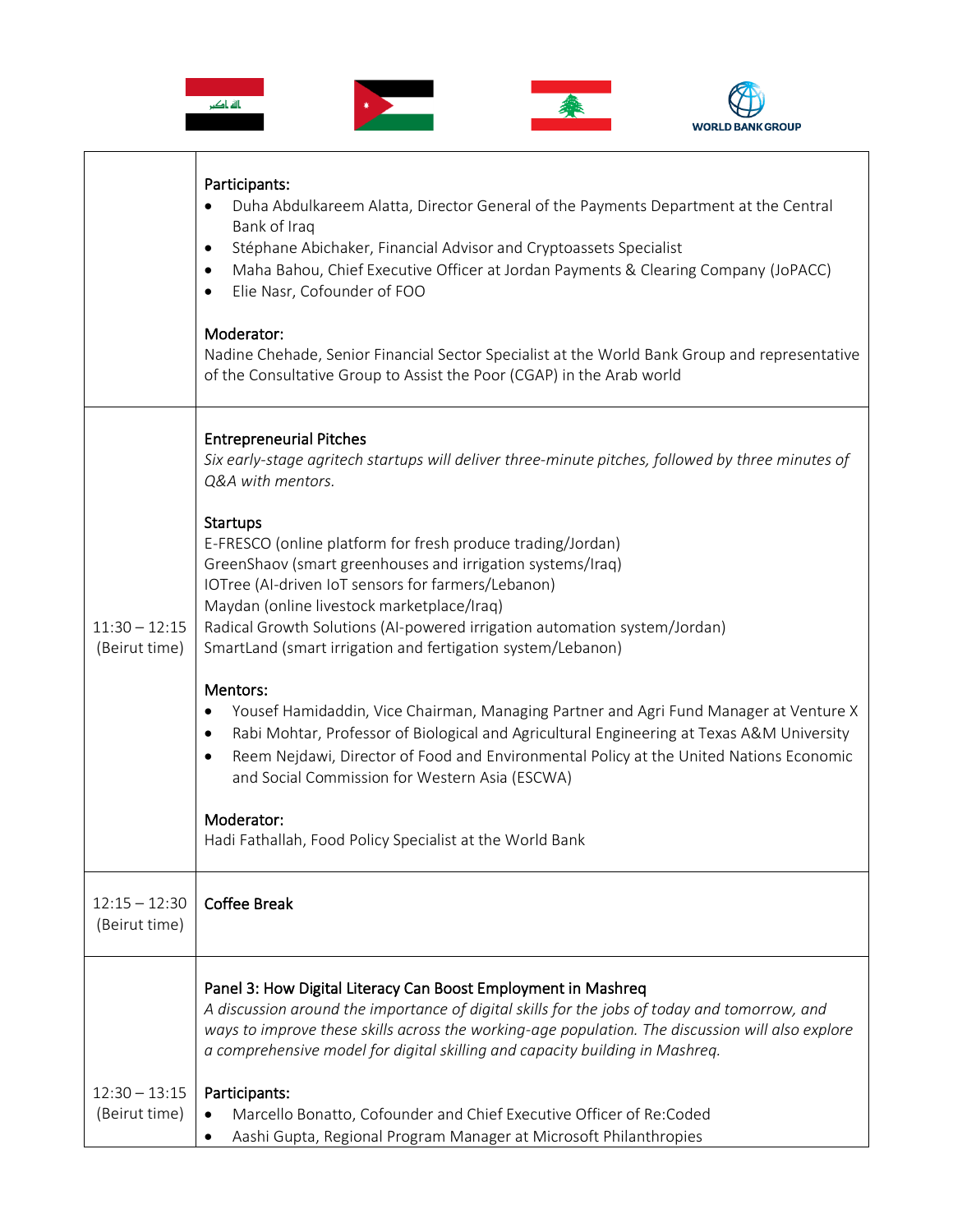| | |
|---|---|
| | **Participants:**<br>• Duha Abdulkareem Alatta, Director General of the Payments Department at the Central Bank of Iraq<br>• Stéphane Abichaker, Financial Advisor and Cryptoassets Specialist<br>• Maha Bahou, Chief Executive Officer at Jordan Payments & Clearing Company (JoPACC)<br>• Elie Nasr, Cofounder of FOO<br><br>**Moderator:**<br>Nadine Chehade, Senior Financial Sector Specialist at the World Bank Group and representative of the Consultative Group to Assist the Poor (CGAP) in the Arab world |
| 11:30 – 12:15 (Beirut time) | **Entrepreneurial Pitches**<br>*Six early-stage agritech startups will deliver three-minute pitches, followed by three minutes of Q&A with mentors.*<br><br>**Startups**<br>E-FRESCO (online platform for fresh produce trading/Jordan)<br>GreenShaov (smart greenhouses and irrigation systems/Iraq)<br>IOTree (AI-driven IoT sensors for farmers/Lebanon)<br>Maydan (online livestock marketplace/Iraq)<br>Radical Growth Solutions (AI-powered irrigation automation system/Jordan)<br>SmartLand (smart irrigation and fertigation system/Lebanon)<br><br>**Mentors:**<br>• Yousef Hamidaddin, Vice Chairman, Managing Partner and Agri Fund Manager at Venture X<br>• Rabi Mohtar, Professor of Biological and Agricultural Engineering at Texas A&M University<br>• Reem Nejdawi, Director of Food and Environmental Policy at the United Nations Economic and Social Commission for Western Asia (ESCWA)<br><br>**Moderator:**<br>Hadi Fathallah, Food Policy Specialist at the World Bank |
| 12:15 – 12:30 (Beirut time) | **Coffee Break** |
| 12:30 – 13:15 (Beirut time) | **Panel 3: How Digital Literacy Can Boost Employment in Mashreq**<br>*A discussion around the importance of digital skills for the jobs of today and tomorrow, and ways to improve these skills across the working-age population. The discussion will also explore a comprehensive model for digital skilling and capacity building in Mashreq.*<br><br>**Participants:**<br>• Marcello Bonatto, Cofounder and Chief Executive Officer of Re:Coded<br>• Aashi Gupta, Regional Program Manager at Microsoft Philanthropies |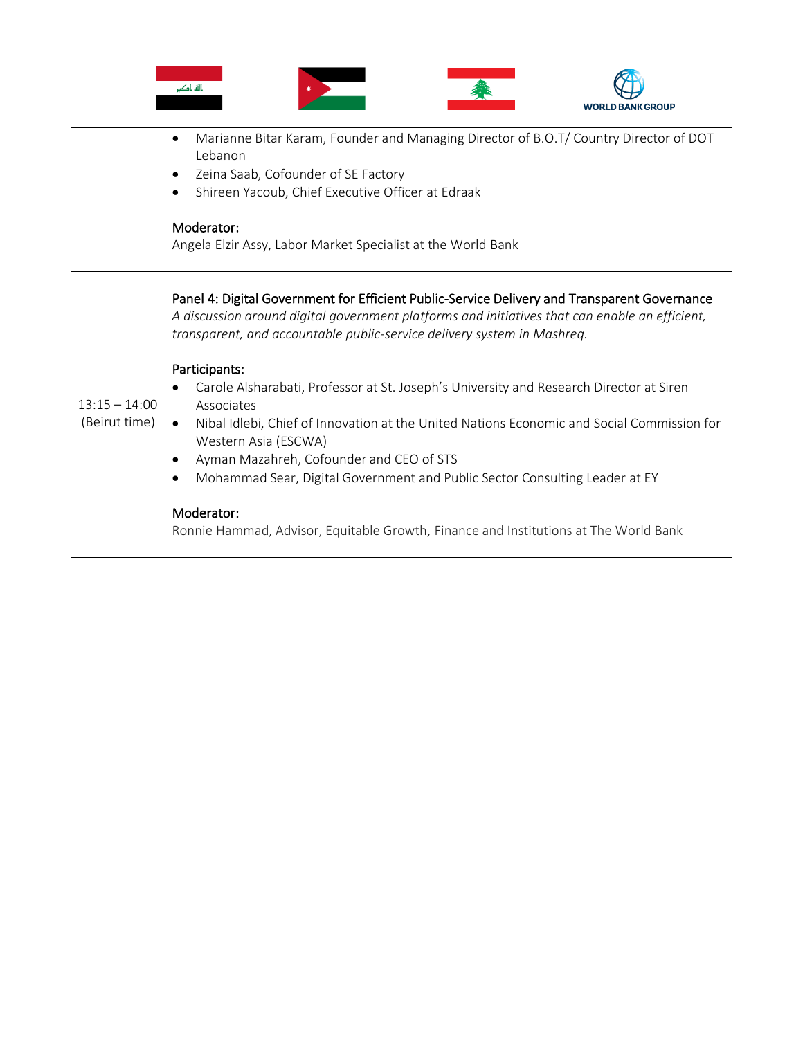| | |
|---|---|
| | • Marianne Bitar Karam, Founder and Managing Director of B.O.T/ Country Director of DOT Lebanon<br>• Zeina Saab, Cofounder of SE Factory<br>• Shireen Yacoub, Chief Executive Officer at Edraak<br><br>Moderator:<br>Angela Elzir Assy, Labor Market Specialist at the World Bank |
| 13:15 – 14:00 (Beirut time) | Panel 4: Digital Government for Efficient Public-Service Delivery and Transparent Governance<br>*A discussion around digital government platforms and initiatives that can enable an efficient, transparent, and accountable public-service delivery system in Mashreq.*<br><br>Participants:<br>• Carole Alsharabati, Professor at St. Joseph's University and Research Director at Siren Associates<br>• Nibal Idlebi, Chief of Innovation at the United Nations Economic and Social Commission for Western Asia (ESCWA)<br>• Ayman Mazahreh, Cofounder and CEO of STS<br>• Mohammad Sear, Digital Government and Public Sector Consulting Leader at EY<br><br>Moderator:<br>Ronnie Hammad, Advisor, Equitable Growth, Finance and Institutions at The World Bank |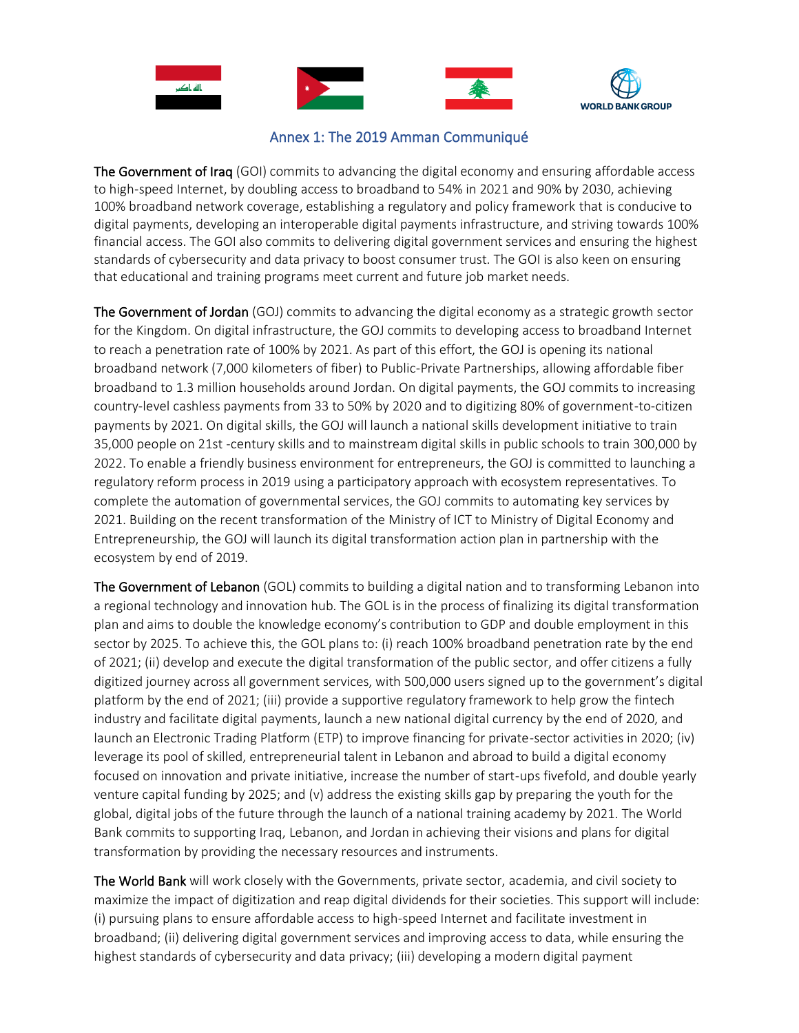## Annex 1: The 2019 Amman Communiqué

**The Government of Iraq** (GOI) commits to advancing the digital economy and ensuring affordable access to high-speed Internet, by doubling access to broadband to 54% in 2021 and 90% by 2030, achieving 100% broadband network coverage, establishing a regulatory and policy framework that is conducive to digital payments, developing an interoperable digital payments infrastructure, and striving towards 100% financial access. The GOI also commits to delivering digital government services and ensuring the highest standards of cybersecurity and data privacy to boost consumer trust. The GOI is also keen on ensuring that educational and training programs meet current and future job market needs.

**The Government of Jordan** (GOJ) commits to advancing the digital economy as a strategic growth sector for the Kingdom. On digital infrastructure, the GOJ commits to developing access to broadband Internet to reach a penetration rate of 100% by 2021. As part of this effort, the GOJ is opening its national broadband network (7,000 kilometers of fiber) to Public-Private Partnerships, allowing affordable fiber broadband to 1.3 million households around Jordan. On digital payments, the GOJ commits to increasing country-level cashless payments from 33 to 50% by 2020 and to digitizing 80% of government-to-citizen payments by 2021. On digital skills, the GOJ will launch a national skills development initiative to train 35,000 people on 21st -century skills and to mainstream digital skills in public schools to train 300,000 by 2022. To enable a friendly business environment for entrepreneurs, the GOJ is committed to launching a regulatory reform process in 2019 using a participatory approach with ecosystem representatives. To complete the automation of governmental services, the GOJ commits to automating key services by 2021. Building on the recent transformation of the Ministry of ICT to Ministry of Digital Economy and Entrepreneurship, the GOJ will launch its digital transformation action plan in partnership with the ecosystem by end of 2019.

**The Government of Lebanon** (GOL) commits to building a digital nation and to transforming Lebanon into a regional technology and innovation hub. The GOL is in the process of finalizing its digital transformation plan and aims to double the knowledge economy's contribution to GDP and double employment in this sector by 2025. To achieve this, the GOL plans to: (i) reach 100% broadband penetration rate by the end of 2021; (ii) develop and execute the digital transformation of the public sector, and offer citizens a fully digitized journey across all government services, with 500,000 users signed up to the government's digital platform by the end of 2021; (iii) provide a supportive regulatory framework to help grow the fintech industry and facilitate digital payments, launch a new national digital currency by the end of 2020, and launch an Electronic Trading Platform (ETP) to improve financing for private-sector activities in 2020; (iv) leverage its pool of skilled, entrepreneurial talent in Lebanon and abroad to build a digital economy focused on innovation and private initiative, increase the number of start-ups fivefold, and double yearly venture capital funding by 2025; and (v) address the existing skills gap by preparing the youth for the global, digital jobs of the future through the launch of a national training academy by 2021. The World Bank commits to supporting Iraq, Lebanon, and Jordan in achieving their visions and plans for digital transformation by providing the necessary resources and instruments.

**The World Bank** will work closely with the Governments, private sector, academia, and civil society to maximize the impact of digitization and reap digital dividends for their societies. This support will include: (i) pursuing plans to ensure affordable access to high-speed Internet and facilitate investment in broadband; (ii) delivering digital government services and improving access to data, while ensuring the highest standards of cybersecurity and data privacy; (iii) developing a modern digital payment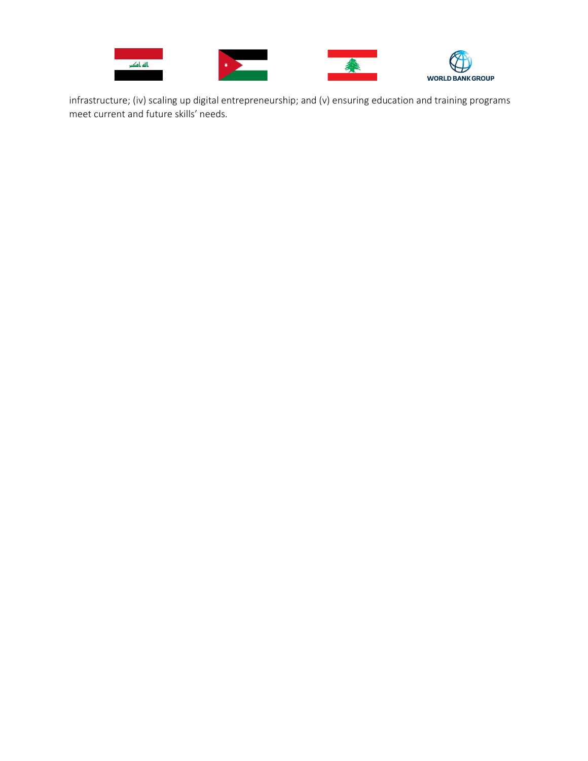infrastructure; (iv) scaling up digital entrepreneurship; and (v) ensuring education and training programs meet current and future skills' needs.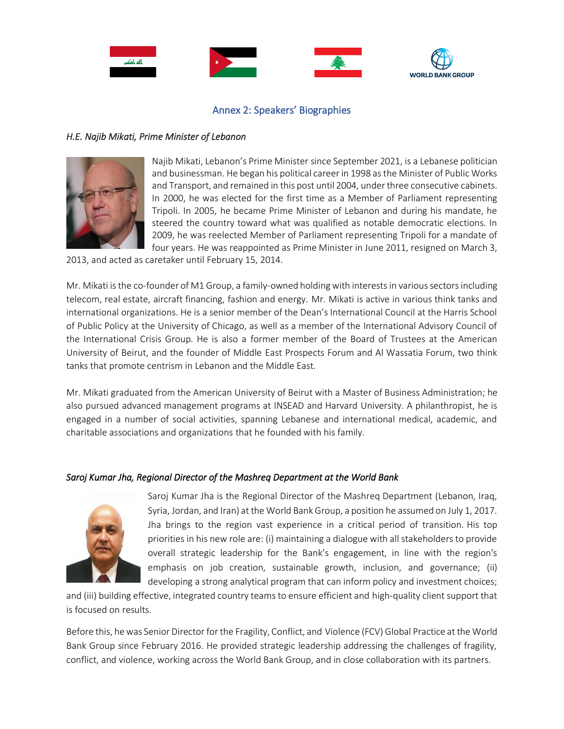## Annex 2: Speakers' Biographies

### *H.E. Najib Mikati, Prime Minister of Lebanon*

Najib Mikati, Lebanon's Prime Minister since September 2021, is a Lebanese politician and businessman. He began his political career in 1998 as the Minister of Public Works and Transport, and remained in this post until 2004, under three consecutive cabinets. In 2000, he was elected for the first time as a Member of Parliament representing Tripoli. In 2005, he became Prime Minister of Lebanon and during his mandate, he steered the country toward what was qualified as notable democratic elections. In 2009, he was reelected Member of Parliament representing Tripoli for a mandate of four years. He was reappointed as Prime Minister in June 2011, resigned on March 3, 2013, and acted as caretaker until February 15, 2014.

Mr. Mikati is the co-founder of M1 Group, a family-owned holding with interests in various sectors including telecom, real estate, aircraft financing, fashion and energy. Mr. Mikati is active in various think tanks and international organizations. He is a senior member of the Dean's International Council at the Harris School of Public Policy at the University of Chicago, as well as a member of the International Advisory Council of the International Crisis Group. He is also a former member of the Board of Trustees at the American University of Beirut, and the founder of Middle East Prospects Forum and Al Wassatia Forum, two think tanks that promote centrism in Lebanon and the Middle East.

Mr. Mikati graduated from the American University of Beirut with a Master of Business Administration; he also pursued advanced management programs at INSEAD and Harvard University. A philanthropist, he is engaged in a number of social activities, spanning Lebanese and international medical, academic, and charitable associations and organizations that he founded with his family.

### *Saroj Kumar Jha, Regional Director of the Mashreq Department at the World Bank*

Saroj Kumar Jha is the Regional Director of the Mashreq Department (Lebanon, Iraq, Syria, Jordan, and Iran) at the World Bank Group, a position he assumed on July 1, 2017. Jha brings to the region vast experience in a critical period of transition. His top priorities in his new role are: (i) maintaining a dialogue with all stakeholders to provide overall strategic leadership for the Bank's engagement, in line with the region's emphasis on job creation, sustainable growth, inclusion, and governance; (ii) developing a strong analytical program that can inform policy and investment choices; and (iii) building effective, integrated country teams to ensure efficient and high-quality client support that is focused on results.

Before this, he was Senior Director for the Fragility, Conflict, and Violence (FCV) Global Practice at the World Bank Group since February 2016. He provided strategic leadership addressing the challenges of fragility, conflict, and violence, working across the World Bank Group, and in close collaboration with its partners.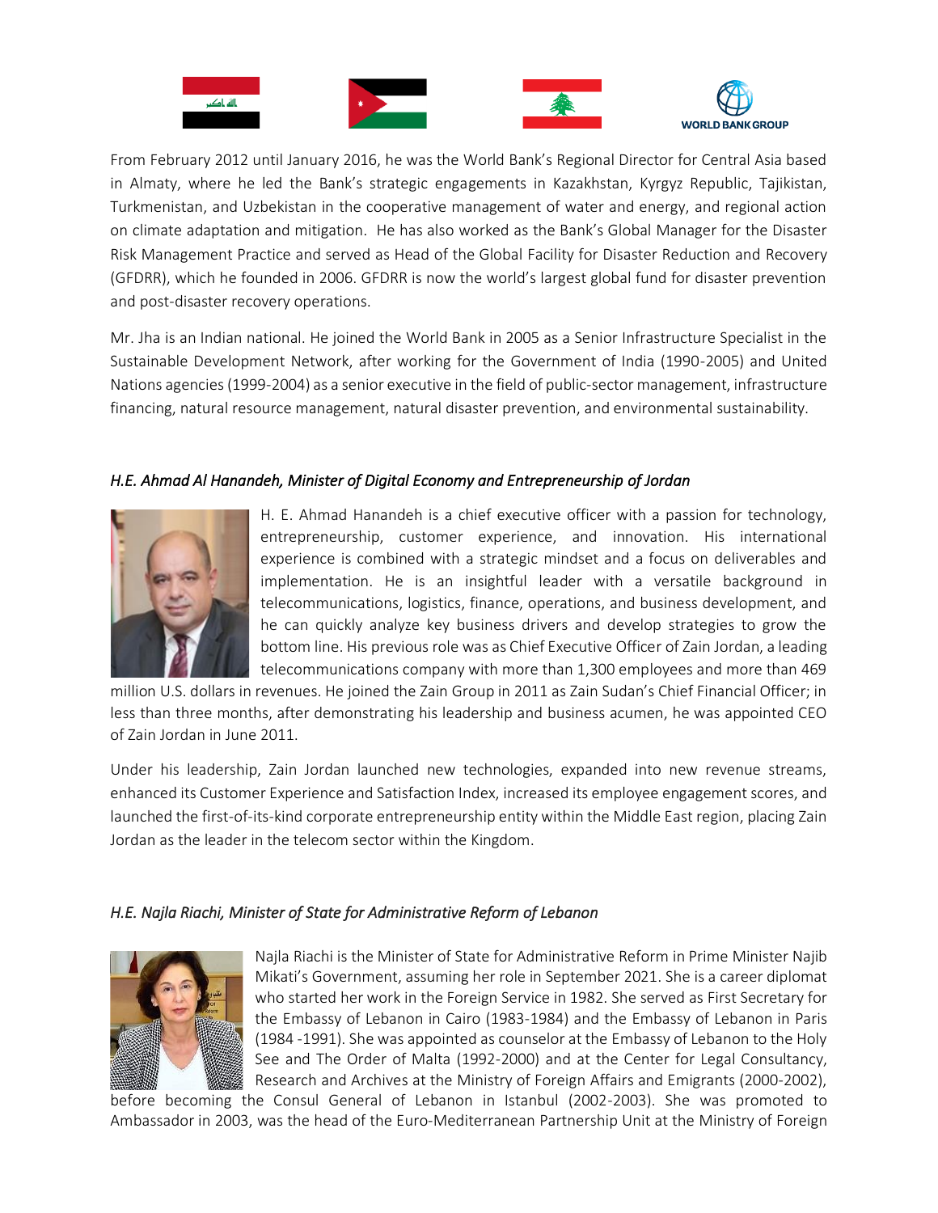From February 2012 until January 2016, he was the World Bank's Regional Director for Central Asia based in Almaty, where he led the Bank's strategic engagements in Kazakhstan, Kyrgyz Republic, Tajikistan, Turkmenistan, and Uzbekistan in the cooperative management of water and energy, and regional action on climate adaptation and mitigation. He has also worked as the Bank's Global Manager for the Disaster Risk Management Practice and served as Head of the Global Facility for Disaster Reduction and Recovery (GFDRR), which he founded in 2006. GFDRR is now the world's largest global fund for disaster prevention and post-disaster recovery operations.

Mr. Jha is an Indian national. He joined the World Bank in 2005 as a Senior Infrastructure Specialist in the Sustainable Development Network, after working for the Government of India (1990-2005) and United Nations agencies (1999-2004) as a senior executive in the field of public-sector management, infrastructure financing, natural resource management, natural disaster prevention, and environmental sustainability.

*H.E. Ahmad Al Hanandeh, Minister of Digital Economy and Entrepreneurship of Jordan*

H. E. Ahmad Hanandeh is a chief executive officer with a passion for technology, entrepreneurship, customer experience, and innovation. His international experience is combined with a strategic mindset and a focus on deliverables and implementation. He is an insightful leader with a versatile background in telecommunications, logistics, finance, operations, and business development, and he can quickly analyze key business drivers and develop strategies to grow the bottom line. His previous role was as Chief Executive Officer of Zain Jordan, a leading telecommunications company with more than 1,300 employees and more than 469 million U.S. dollars in revenues. He joined the Zain Group in 2011 as Zain Sudan's Chief Financial Officer; in less than three months, after demonstrating his leadership and business acumen, he was appointed CEO of Zain Jordan in June 2011.

Under his leadership, Zain Jordan launched new technologies, expanded into new revenue streams, enhanced its Customer Experience and Satisfaction Index, increased its employee engagement scores, and launched the first-of-its-kind corporate entrepreneurship entity within the Middle East region, placing Zain Jordan as the leader in the telecom sector within the Kingdom.

*H.E. Najla Riachi, Minister of State for Administrative Reform of Lebanon*

Najla Riachi is the Minister of State for Administrative Reform in Prime Minister Najib Mikati's Government, assuming her role in September 2021. She is a career diplomat who started her work in the Foreign Service in 1982. She served as First Secretary for the Embassy of Lebanon in Cairo (1983-1984) and the Embassy of Lebanon in Paris (1984 -1991). She was appointed as counselor at the Embassy of Lebanon to the Holy See and The Order of Malta (1992-2000) and at the Center for Legal Consultancy, Research and Archives at the Ministry of Foreign Affairs and Emigrants (2000-2002), before becoming the Consul General of Lebanon in Istanbul (2002-2003). She was promoted to Ambassador in 2003, was the head of the Euro-Mediterranean Partnership Unit at the Ministry of Foreign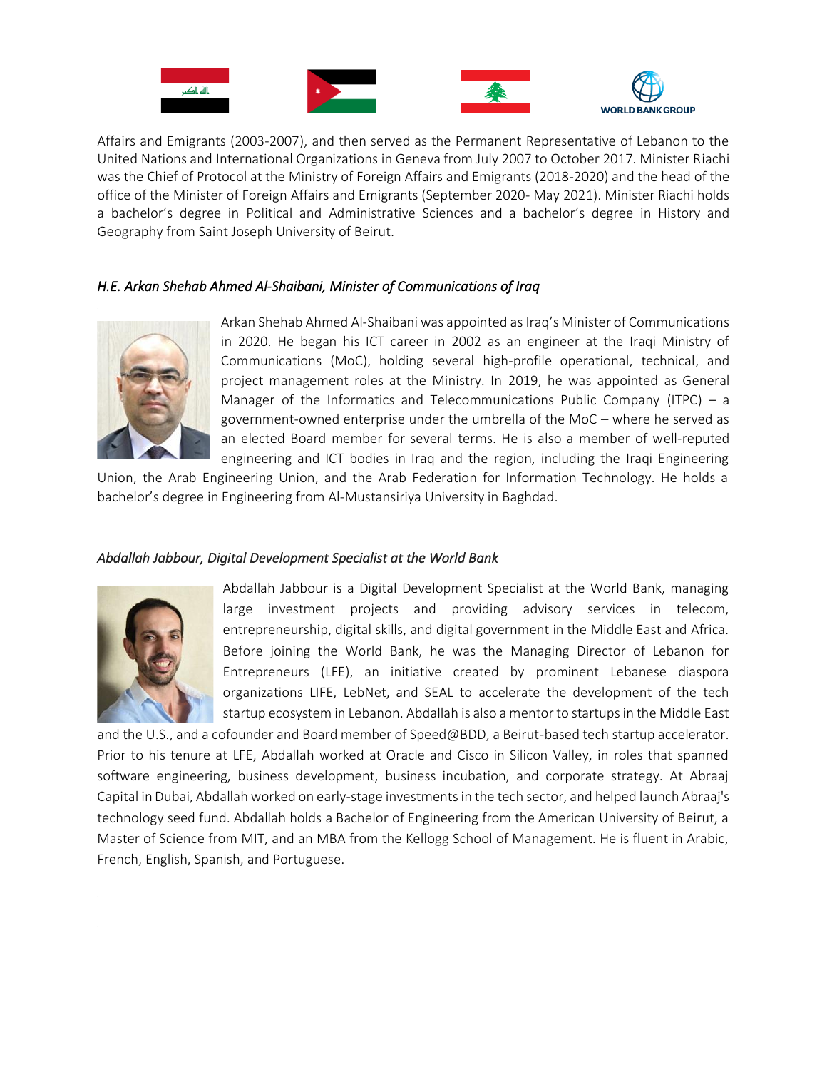Affairs and Emigrants (2003-2007), and then served as the Permanent Representative of Lebanon to the United Nations and International Organizations in Geneva from July 2007 to October 2017. Minister Riachi was the Chief of Protocol at the Ministry of Foreign Affairs and Emigrants (2018-2020) and the head of the office of the Minister of Foreign Affairs and Emigrants (September 2020- May 2021). Minister Riachi holds a bachelor's degree in Political and Administrative Sciences and a bachelor's degree in History and Geography from Saint Joseph University of Beirut.

*H.E. Arkan Shehab Ahmed Al-Shaibani, Minister of Communications of Iraq*

Arkan Shehab Ahmed Al-Shaibani was appointed as Iraq's Minister of Communications in 2020. He began his ICT career in 2002 as an engineer at the Iraqi Ministry of Communications (MoC), holding several high-profile operational, technical, and project management roles at the Ministry. In 2019, he was appointed as General Manager of the Informatics and Telecommunications Public Company (ITPC) – a government-owned enterprise under the umbrella of the MoC – where he served as an elected Board member for several terms. He is also a member of well-reputed engineering and ICT bodies in Iraq and the region, including the Iraqi Engineering Union, the Arab Engineering Union, and the Arab Federation for Information Technology. He holds a bachelor's degree in Engineering from Al-Mustansiriya University in Baghdad.

*Abdallah Jabbour, Digital Development Specialist at the World Bank*

Abdallah Jabbour is a Digital Development Specialist at the World Bank, managing large investment projects and providing advisory services in telecom, entrepreneurship, digital skills, and digital government in the Middle East and Africa. Before joining the World Bank, he was the Managing Director of Lebanon for Entrepreneurs (LFE), an initiative created by prominent Lebanese diaspora organizations LIFE, LebNet, and SEAL to accelerate the development of the tech startup ecosystem in Lebanon. Abdallah is also a mentor to startups in the Middle East and the U.S., and a cofounder and Board member of Speed@BDD, a Beirut-based tech startup accelerator. Prior to his tenure at LFE, Abdallah worked at Oracle and Cisco in Silicon Valley, in roles that spanned software engineering, business development, business incubation, and corporate strategy. At Abraaj Capital in Dubai, Abdallah worked on early-stage investments in the tech sector, and helped launch Abraaj's technology seed fund. Abdallah holds a Bachelor of Engineering from the American University of Beirut, a Master of Science from MIT, and an MBA from the Kellogg School of Management. He is fluent in Arabic, French, English, Spanish, and Portuguese.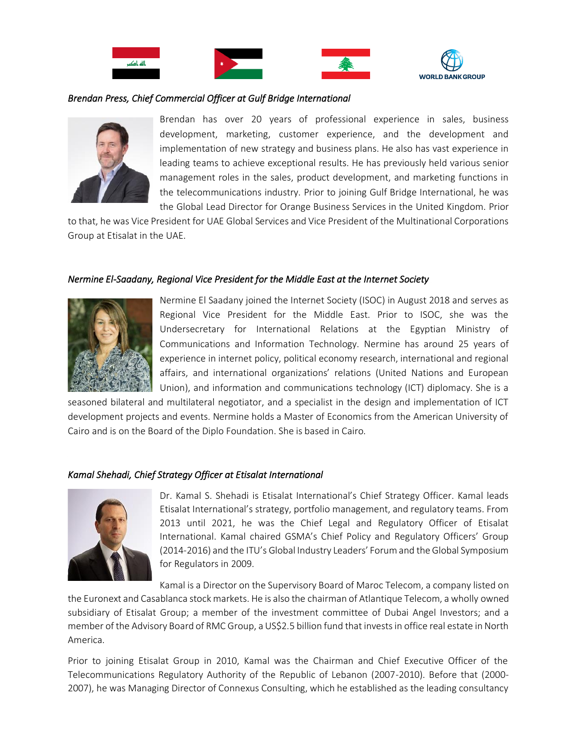*Brendan Press, Chief Commercial Officer at Gulf Bridge International*

Brendan has over 20 years of professional experience in sales, business development, marketing, customer experience, and the development and implementation of new strategy and business plans. He also has vast experience in leading teams to achieve exceptional results. He has previously held various senior management roles in the sales, product development, and marketing functions in the telecommunications industry. Prior to joining Gulf Bridge International, he was the Global Lead Director for Orange Business Services in the United Kingdom. Prior to that, he was Vice President for UAE Global Services and Vice President of the Multinational Corporations Group at Etisalat in the UAE.

*Nermine El-Saadany, Regional Vice President for the Middle East at the Internet Society*

Nermine El Saadany joined the Internet Society (ISOC) in August 2018 and serves as Regional Vice President for the Middle East. Prior to ISOC, she was the Undersecretary for International Relations at the Egyptian Ministry of Communications and Information Technology. Nermine has around 25 years of experience in internet policy, political economy research, international and regional affairs, and international organizations' relations (United Nations and European Union), and information and communications technology (ICT) diplomacy. She is a seasoned bilateral and multilateral negotiator, and a specialist in the design and implementation of ICT development projects and events. Nermine holds a Master of Economics from the American University of Cairo and is on the Board of the Diplo Foundation. She is based in Cairo.

*Kamal Shehadi, Chief Strategy Officer at Etisalat International*

Dr. Kamal S. Shehadi is Etisalat International's Chief Strategy Officer. Kamal leads Etisalat International's strategy, portfolio management, and regulatory teams. From 2013 until 2021, he was the Chief Legal and Regulatory Officer of Etisalat International. Kamal chaired GSMA's Chief Policy and Regulatory Officers' Group (2014-2016) and the ITU's Global Industry Leaders' Forum and the Global Symposium for Regulators in 2009.

Kamal is a Director on the Supervisory Board of Maroc Telecom, a company listed on the Euronext and Casablanca stock markets. He is also the chairman of Atlantique Telecom, a wholly owned subsidiary of Etisalat Group; a member of the investment committee of Dubai Angel Investors; and a member of the Advisory Board of RMC Group, a US$2.5 billion fund that invests in office real estate in North America.

Prior to joining Etisalat Group in 2010, Kamal was the Chairman and Chief Executive Officer of the Telecommunications Regulatory Authority of the Republic of Lebanon (2007-2010). Before that (2000-2007), he was Managing Director of Connexus Consulting, which he established as the leading consultancy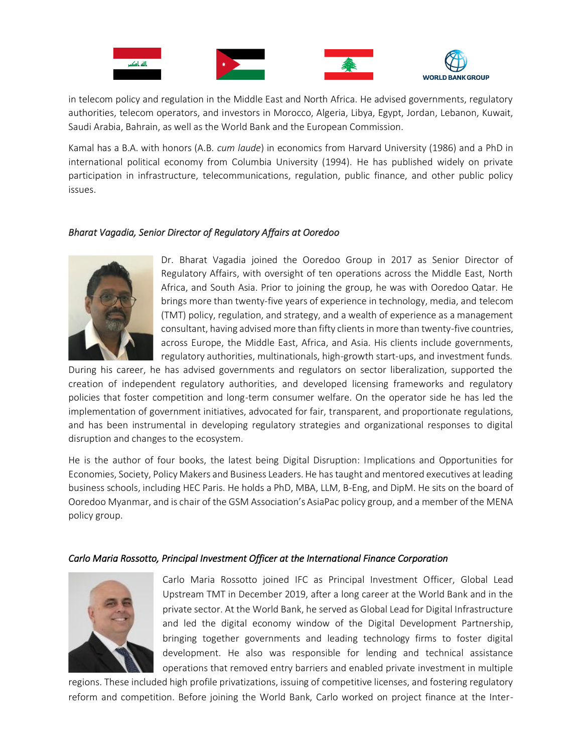in telecom policy and regulation in the Middle East and North Africa. He advised governments, regulatory authorities, telecom operators, and investors in Morocco, Algeria, Libya, Egypt, Jordan, Lebanon, Kuwait, Saudi Arabia, Bahrain, as well as the World Bank and the European Commission.

Kamal has a B.A. with honors (A.B. *cum laude*) in economics from Harvard University (1986) and a PhD in international political economy from Columbia University (1994). He has published widely on private participation in infrastructure, telecommunications, regulation, public finance, and other public policy issues.

*Bharat Vagadia, Senior Director of Regulatory Affairs at Ooredoo*

Dr. Bharat Vagadia joined the Ooredoo Group in 2017 as Senior Director of Regulatory Affairs, with oversight of ten operations across the Middle East, North Africa, and South Asia. Prior to joining the group, he was with Ooredoo Qatar. He brings more than twenty-five years of experience in technology, media, and telecom (TMT) policy, regulation, and strategy, and a wealth of experience as a management consultant, having advised more than fifty clients in more than twenty-five countries, across Europe, the Middle East, Africa, and Asia. His clients include governments, regulatory authorities, multinationals, high-growth start-ups, and investment funds. During his career, he has advised governments and regulators on sector liberalization, supported the creation of independent regulatory authorities, and developed licensing frameworks and regulatory policies that foster competition and long-term consumer welfare. On the operator side he has led the implementation of government initiatives, advocated for fair, transparent, and proportionate regulations, and has been instrumental in developing regulatory strategies and organizational responses to digital disruption and changes to the ecosystem.

He is the author of four books, the latest being Digital Disruption: Implications and Opportunities for Economies, Society, Policy Makers and Business Leaders. He has taught and mentored executives at leading business schools, including HEC Paris. He holds a PhD, MBA, LLM, B-Eng, and DipM. He sits on the board of Ooredoo Myanmar, and is chair of the GSM Association's AsiaPac policy group, and a member of the MENA policy group.

*Carlo Maria Rossotto, Principal Investment Officer at the International Finance Corporation*

Carlo Maria Rossotto joined IFC as Principal Investment Officer, Global Lead Upstream TMT in December 2019, after a long career at the World Bank and in the private sector. At the World Bank, he served as Global Lead for Digital Infrastructure and led the digital economy window of the Digital Development Partnership, bringing together governments and leading technology firms to foster digital development. He also was responsible for lending and technical assistance operations that removed entry barriers and enabled private investment in multiple regions. These included high profile privatizations, issuing of competitive licenses, and fostering regulatory reform and competition. Before joining the World Bank, Carlo worked on project finance at the Inter-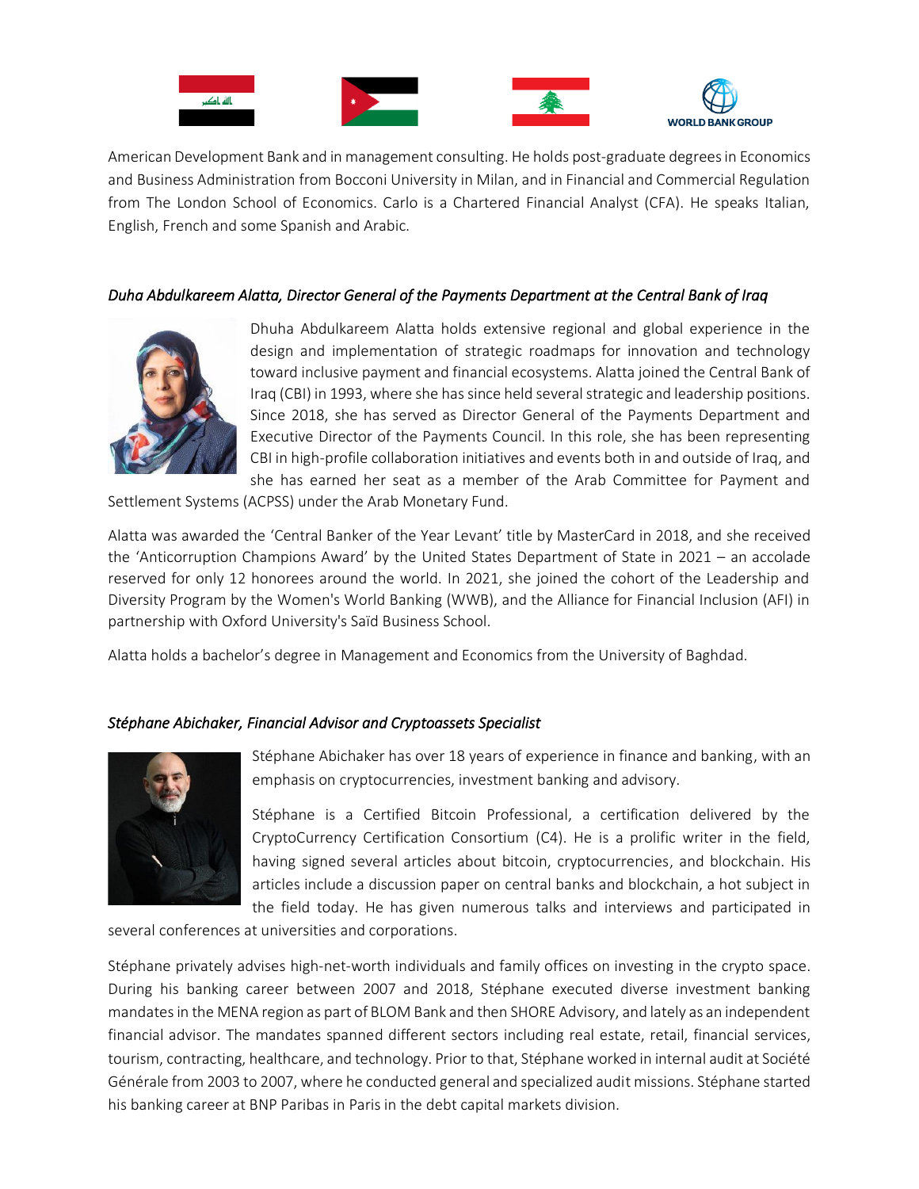American Development Bank and in management consulting. He holds post-graduate degrees in Economics and Business Administration from Bocconi University in Milan, and in Financial and Commercial Regulation from The London School of Economics. Carlo is a Chartered Financial Analyst (CFA). He speaks Italian, English, French and some Spanish and Arabic.

*Duha Abdulkareem Alatta, Director General of the Payments Department at the Central Bank of Iraq*

Dhuha Abdulkareem Alatta holds extensive regional and global experience in the design and implementation of strategic roadmaps for innovation and technology toward inclusive payment and financial ecosystems. Alatta joined the Central Bank of Iraq (CBI) in 1993, where she has since held several strategic and leadership positions. Since 2018, she has served as Director General of the Payments Department and Executive Director of the Payments Council. In this role, she has been representing CBI in high-profile collaboration initiatives and events both in and outside of Iraq, and she has earned her seat as a member of the Arab Committee for Payment and Settlement Systems (ACPSS) under the Arab Monetary Fund.

Alatta was awarded the 'Central Banker of the Year Levant' title by MasterCard in 2018, and she received the 'Anticorruption Champions Award' by the United States Department of State in 2021 – an accolade reserved for only 12 honorees around the world. In 2021, she joined the cohort of the Leadership and Diversity Program by the Women's World Banking (WWB), and the Alliance for Financial Inclusion (AFI) in partnership with Oxford University's Saïd Business School.

Alatta holds a bachelor's degree in Management and Economics from the University of Baghdad.

*Stéphane Abichaker, Financial Advisor and Cryptoassets Specialist*

Stéphane Abichaker has over 18 years of experience in finance and banking, with an emphasis on cryptocurrencies, investment banking and advisory.

Stéphane is a Certified Bitcoin Professional, a certification delivered by the CryptoCurrency Certification Consortium (C4). He is a prolific writer in the field, having signed several articles about bitcoin, cryptocurrencies, and blockchain. His articles include a discussion paper on central banks and blockchain, a hot subject in the field today. He has given numerous talks and interviews and participated in several conferences at universities and corporations.

Stéphane privately advises high-net-worth individuals and family offices on investing in the crypto space. During his banking career between 2007 and 2018, Stéphane executed diverse investment banking mandates in the MENA region as part of BLOM Bank and then SHORE Advisory, and lately as an independent financial advisor. The mandates spanned different sectors including real estate, retail, financial services, tourism, contracting, healthcare, and technology. Prior to that, Stéphane worked in internal audit at Société Générale from 2003 to 2007, where he conducted general and specialized audit missions. Stéphane started his banking career at BNP Paribas in Paris in the debt capital markets division.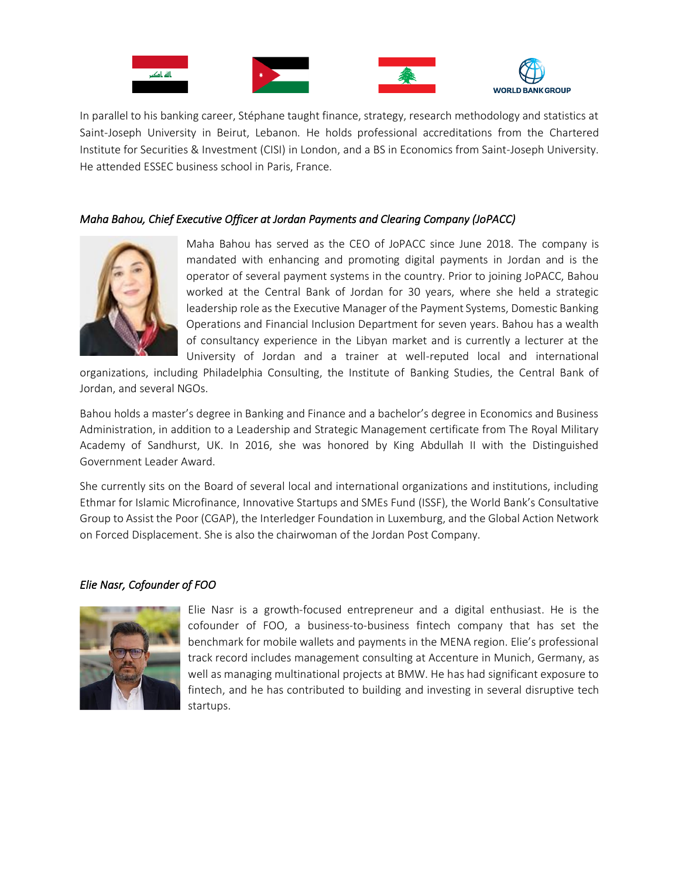In parallel to his banking career, Stéphane taught finance, strategy, research methodology and statistics at Saint-Joseph University in Beirut, Lebanon. He holds professional accreditations from the Chartered Institute for Securities & Investment (CISI) in London, and a BS in Economics from Saint-Joseph University. He attended ESSEC business school in Paris, France.

*Maha Bahou, Chief Executive Officer at Jordan Payments and Clearing Company (JoPACC)*

Maha Bahou has served as the CEO of JoPACC since June 2018. The company is mandated with enhancing and promoting digital payments in Jordan and is the operator of several payment systems in the country. Prior to joining JoPACC, Bahou worked at the Central Bank of Jordan for 30 years, where she held a strategic leadership role as the Executive Manager of the Payment Systems, Domestic Banking Operations and Financial Inclusion Department for seven years. Bahou has a wealth of consultancy experience in the Libyan market and is currently a lecturer at the University of Jordan and a trainer at well-reputed local and international organizations, including Philadelphia Consulting, the Institute of Banking Studies, the Central Bank of Jordan, and several NGOs.

Bahou holds a master's degree in Banking and Finance and a bachelor's degree in Economics and Business Administration, in addition to a Leadership and Strategic Management certificate from The Royal Military Academy of Sandhurst, UK. In 2016, she was honored by King Abdullah II with the Distinguished Government Leader Award.

She currently sits on the Board of several local and international organizations and institutions, including Ethmar for Islamic Microfinance, Innovative Startups and SMEs Fund (ISSF), the World Bank's Consultative Group to Assist the Poor (CGAP), the Interledger Foundation in Luxemburg, and the Global Action Network on Forced Displacement. She is also the chairwoman of the Jordan Post Company.

*Elie Nasr, Cofounder of FOO*

Elie Nasr is a growth-focused entrepreneur and a digital enthusiast. He is the cofounder of FOO, a business-to-business fintech company that has set the benchmark for mobile wallets and payments in the MENA region. Elie's professional track record includes management consulting at Accenture in Munich, Germany, as well as managing multinational projects at BMW. He has had significant exposure to fintech, and he has contributed to building and investing in several disruptive tech startups.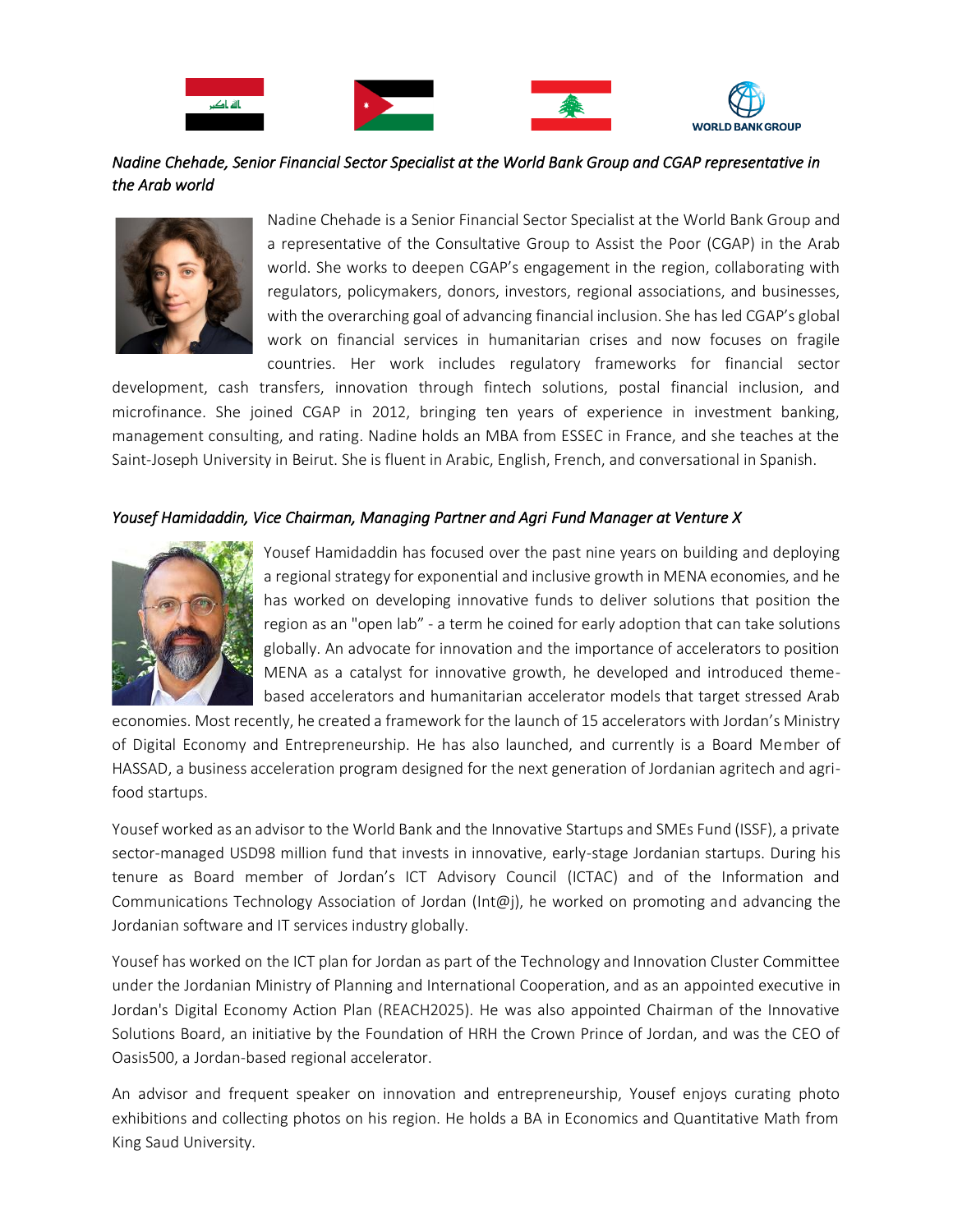*Nadine Chehade, Senior Financial Sector Specialist at the World Bank Group and CGAP representative in the Arab world*

Nadine Chehade is a Senior Financial Sector Specialist at the World Bank Group and a representative of the Consultative Group to Assist the Poor (CGAP) in the Arab world. She works to deepen CGAP's engagement in the region, collaborating with regulators, policymakers, donors, investors, regional associations, and businesses, with the overarching goal of advancing financial inclusion. She has led CGAP's global work on financial services in humanitarian crises and now focuses on fragile countries. Her work includes regulatory frameworks for financial sector development, cash transfers, innovation through fintech solutions, postal financial inclusion, and microfinance. She joined CGAP in 2012, bringing ten years of experience in investment banking, management consulting, and rating. Nadine holds an MBA from ESSEC in France, and she teaches at the Saint-Joseph University in Beirut. She is fluent in Arabic, English, French, and conversational in Spanish.

*Yousef Hamidaddin, Vice Chairman, Managing Partner and Agri Fund Manager at Venture X*

Yousef Hamidaddin has focused over the past nine years on building and deploying a regional strategy for exponential and inclusive growth in MENA economies, and he has worked on developing innovative funds to deliver solutions that position the region as an "open lab" - a term he coined for early adoption that can take solutions globally. An advocate for innovation and the importance of accelerators to position MENA as a catalyst for innovative growth, he developed and introduced theme-based accelerators and humanitarian accelerator models that target stressed Arab economies. Most recently, he created a framework for the launch of 15 accelerators with Jordan's Ministry of Digital Economy and Entrepreneurship. He has also launched, and currently is a Board Member of HASSAD, a business acceleration program designed for the next generation of Jordanian agritech and agri-food startups.

Yousef worked as an advisor to the World Bank and the Innovative Startups and SMEs Fund (ISSF), a private sector-managed USD98 million fund that invests in innovative, early-stage Jordanian startups. During his tenure as Board member of Jordan's ICT Advisory Council (ICTAC) and of the Information and Communications Technology Association of Jordan (Int@j), he worked on promoting and advancing the Jordanian software and IT services industry globally.

Yousef has worked on the ICT plan for Jordan as part of the Technology and Innovation Cluster Committee under the Jordanian Ministry of Planning and International Cooperation, and as an appointed executive in Jordan's Digital Economy Action Plan (REACH2025). He was also appointed Chairman of the Innovative Solutions Board, an initiative by the Foundation of HRH the Crown Prince of Jordan, and was the CEO of Oasis500, a Jordan-based regional accelerator.

An advisor and frequent speaker on innovation and entrepreneurship, Yousef enjoys curating photo exhibitions and collecting photos on his region. He holds a BA in Economics and Quantitative Math from King Saud University.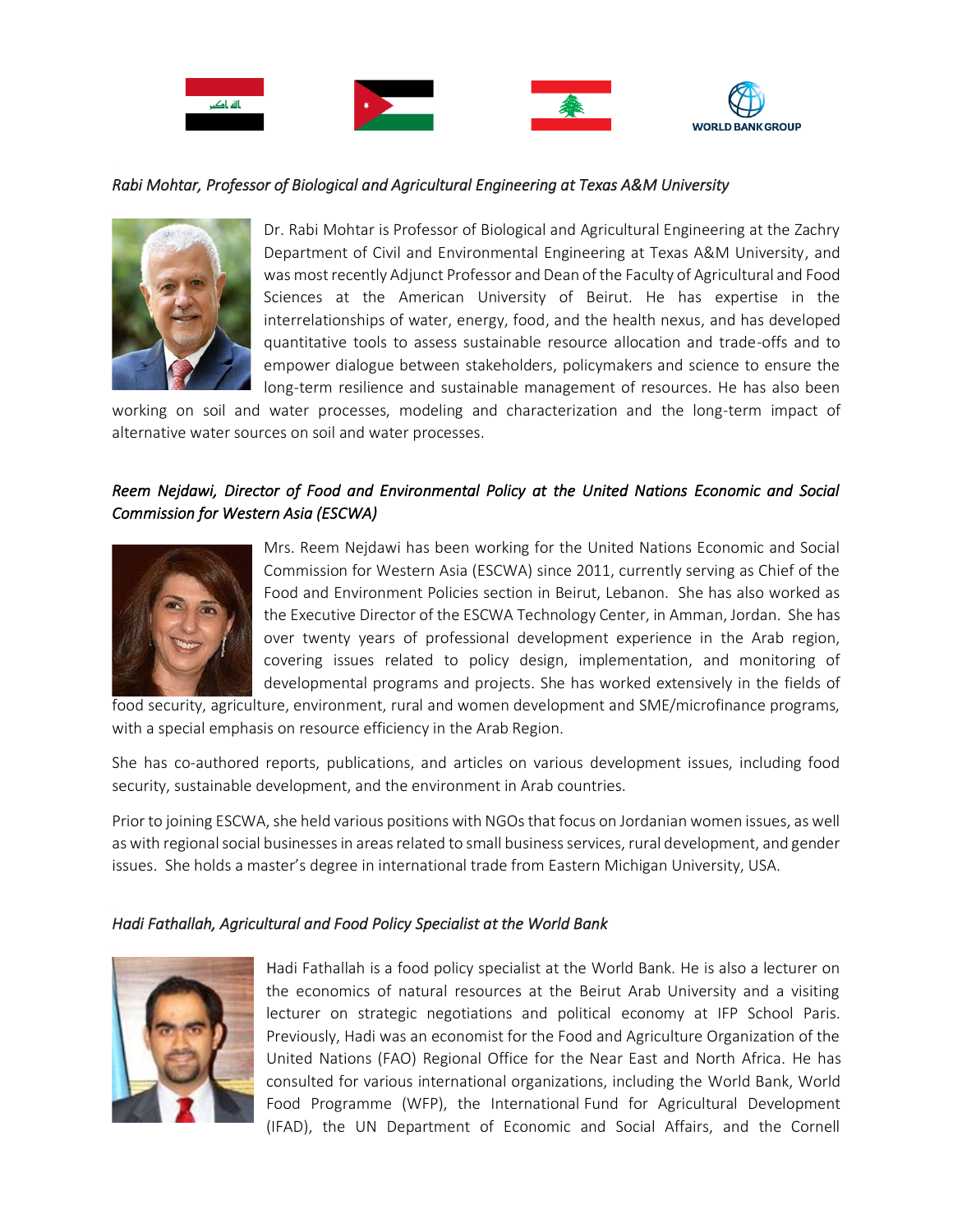*Rabi Mohtar, Professor of Biological and Agricultural Engineering at Texas A&M University*

Dr. Rabi Mohtar is Professor of Biological and Agricultural Engineering at the Zachry Department of Civil and Environmental Engineering at Texas A&M University, and was most recently Adjunct Professor and Dean of the Faculty of Agricultural and Food Sciences at the American University of Beirut. He has expertise in the interrelationships of water, energy, food, and the health nexus, and has developed quantitative tools to assess sustainable resource allocation and trade-offs and to empower dialogue between stakeholders, policymakers and science to ensure the long-term resilience and sustainable management of resources. He has also been working on soil and water processes, modeling and characterization and the long-term impact of alternative water sources on soil and water processes.

*Reem Nejdawi, Director of Food and Environmental Policy at the United Nations Economic and Social Commission for Western Asia (ESCWA)*

Mrs. Reem Nejdawi has been working for the United Nations Economic and Social Commission for Western Asia (ESCWA) since 2011, currently serving as Chief of the Food and Environment Policies section in Beirut, Lebanon. She has also worked as the Executive Director of the ESCWA Technology Center, in Amman, Jordan. She has over twenty years of professional development experience in the Arab region, covering issues related to policy design, implementation, and monitoring of developmental programs and projects. She has worked extensively in the fields of food security, agriculture, environment, rural and women development and SME/microfinance programs, with a special emphasis on resource efficiency in the Arab Region.

She has co-authored reports, publications, and articles on various development issues, including food security, sustainable development, and the environment in Arab countries.

Prior to joining ESCWA, she held various positions with NGOs that focus on Jordanian women issues, as well as with regional social businesses in areas related to small business services, rural development, and gender issues. She holds a master's degree in international trade from Eastern Michigan University, USA.

*Hadi Fathallah, Agricultural and Food Policy Specialist at the World Bank*

Hadi Fathallah is a food policy specialist at the World Bank. He is also a lecturer on the economics of natural resources at the Beirut Arab University and a visiting lecturer on strategic negotiations and political economy at IFP School Paris. Previously, Hadi was an economist for the Food and Agriculture Organization of the United Nations (FAO) Regional Office for the Near East and North Africa. He has consulted for various international organizations, including the World Bank, World Food Programme (WFP), the International Fund for Agricultural Development (IFAD), the UN Department of Economic and Social Affairs, and the Cornell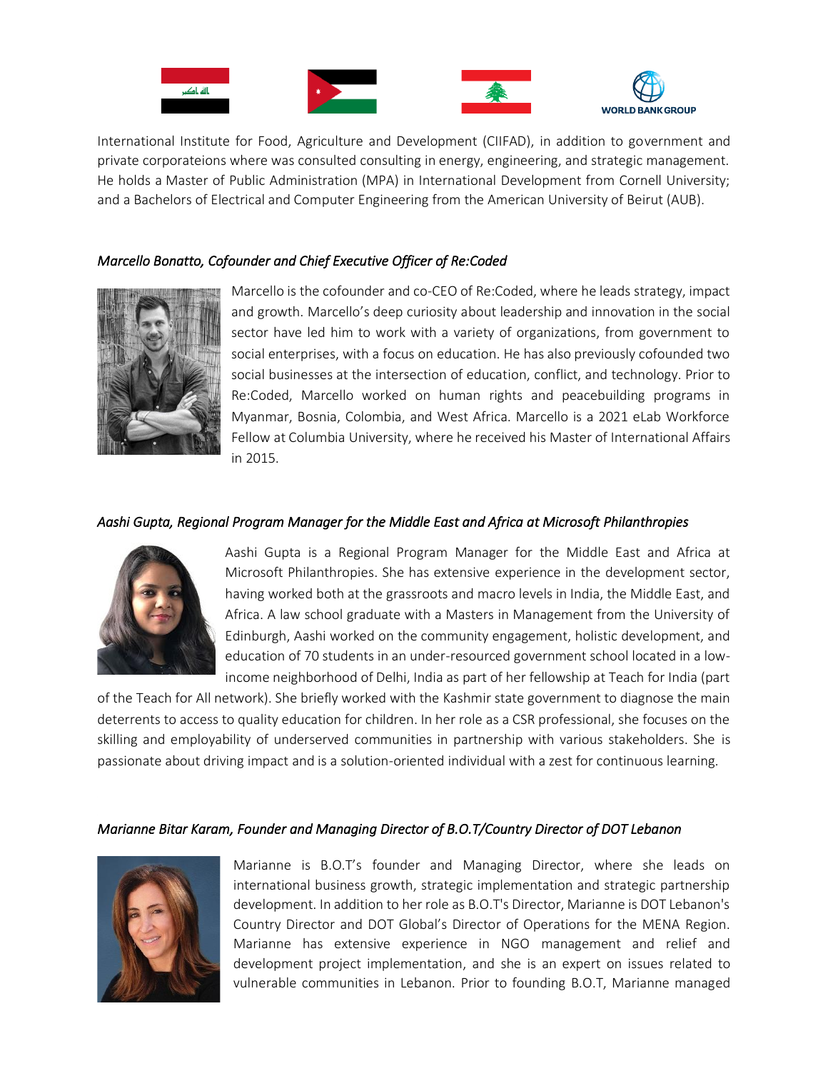International Institute for Food, Agriculture and Development (CIIFAD), in addition to government and private corporateions where was consulted consulting in energy, engineering, and strategic management. He holds a Master of Public Administration (MPA) in International Development from Cornell University; and a Bachelors of Electrical and Computer Engineering from the American University of Beirut (AUB).

*Marcello Bonatto, Cofounder and Chief Executive Officer of Re:Coded*

Marcello is the cofounder and co-CEO of Re:Coded, where he leads strategy, impact and growth. Marcello's deep curiosity about leadership and innovation in the social sector have led him to work with a variety of organizations, from government to social enterprises, with a focus on education. He has also previously cofounded two social businesses at the intersection of education, conflict, and technology. Prior to Re:Coded, Marcello worked on human rights and peacebuilding programs in Myanmar, Bosnia, Colombia, and West Africa. Marcello is a 2021 eLab Workforce Fellow at Columbia University, where he received his Master of International Affairs in 2015.

*Aashi Gupta, Regional Program Manager for the Middle East and Africa at Microsoft Philanthropies*

Aashi Gupta is a Regional Program Manager for the Middle East and Africa at Microsoft Philanthropies. She has extensive experience in the development sector, having worked both at the grassroots and macro levels in India, the Middle East, and Africa. A law school graduate with a Masters in Management from the University of Edinburgh, Aashi worked on the community engagement, holistic development, and education of 70 students in an under-resourced government school located in a low-income neighborhood of Delhi, India as part of her fellowship at Teach for India (part of the Teach for All network). She briefly worked with the Kashmir state government to diagnose the main deterrents to access to quality education for children. In her role as a CSR professional, she focuses on the skilling and employability of underserved communities in partnership with various stakeholders. She is passionate about driving impact and is a solution-oriented individual with a zest for continuous learning.

*Marianne Bitar Karam, Founder and Managing Director of B.O.T/Country Director of DOT Lebanon*

Marianne is B.O.T's founder and Managing Director, where she leads on international business growth, strategic implementation and strategic partnership development. In addition to her role as B.O.T's Director, Marianne is DOT Lebanon's Country Director and DOT Global's Director of Operations for the MENA Region. Marianne has extensive experience in NGO management and relief and development project implementation, and she is an expert on issues related to vulnerable communities in Lebanon. Prior to founding B.O.T, Marianne managed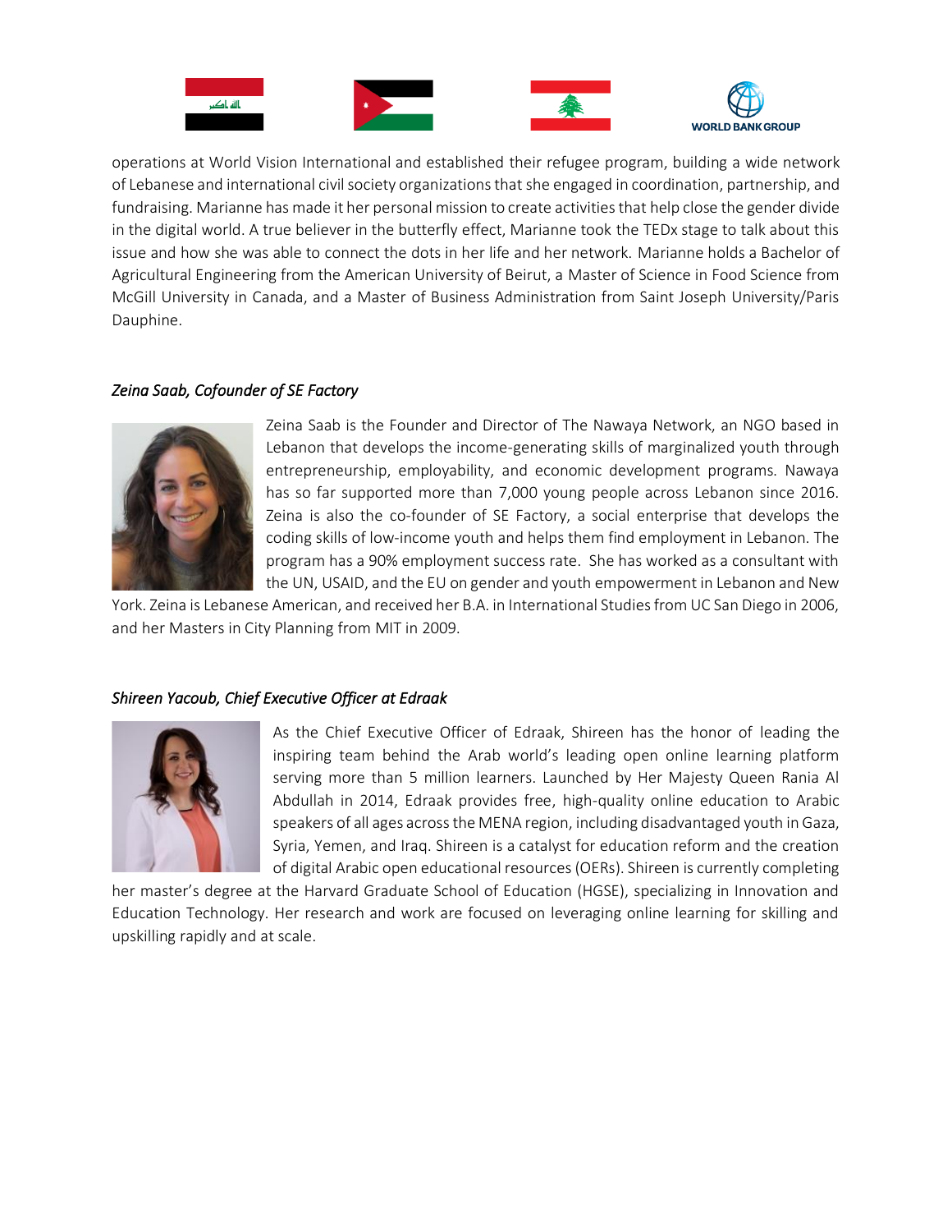operations at World Vision International and established their refugee program, building a wide network of Lebanese and international civil society organizations that she engaged in coordination, partnership, and fundraising. Marianne has made it her personal mission to create activities that help close the gender divide in the digital world. A true believer in the butterfly effect, Marianne took the TEDx stage to talk about this issue and how she was able to connect the dots in her life and her network. Marianne holds a Bachelor of Agricultural Engineering from the American University of Beirut, a Master of Science in Food Science from McGill University in Canada, and a Master of Business Administration from Saint Joseph University/Paris Dauphine.

*Zeina Saab, Cofounder of SE Factory*

Zeina Saab is the Founder and Director of The Nawaya Network, an NGO based in Lebanon that develops the income-generating skills of marginalized youth through entrepreneurship, employability, and economic development programs. Nawaya has so far supported more than 7,000 young people across Lebanon since 2016. Zeina is also the co-founder of SE Factory, a social enterprise that develops the coding skills of low-income youth and helps them find employment in Lebanon. The program has a 90% employment success rate. She has worked as a consultant with the UN, USAID, and the EU on gender and youth empowerment in Lebanon and New York. Zeina is Lebanese American, and received her B.A. in International Studies from UC San Diego in 2006, and her Masters in City Planning from MIT in 2009.

*Shireen Yacoub, Chief Executive Officer at Edraak*

As the Chief Executive Officer of Edraak, Shireen has the honor of leading the inspiring team behind the Arab world's leading open online learning platform serving more than 5 million learners. Launched by Her Majesty Queen Rania Al Abdullah in 2014, Edraak provides free, high-quality online education to Arabic speakers of all ages across the MENA region, including disadvantaged youth in Gaza, Syria, Yemen, and Iraq. Shireen is a catalyst for education reform and the creation of digital Arabic open educational resources (OERs). Shireen is currently completing her master's degree at the Harvard Graduate School of Education (HGSE), specializing in Innovation and Education Technology. Her research and work are focused on leveraging online learning for skilling and upskilling rapidly and at scale.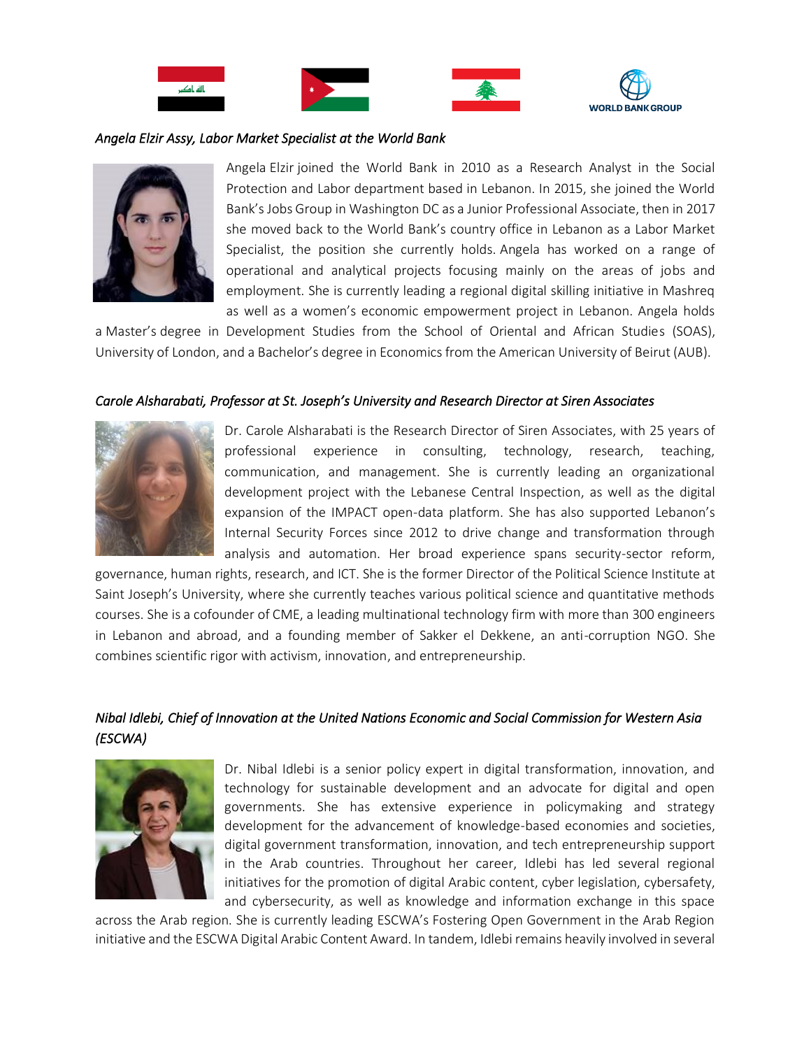*Angela Elzir Assy, Labor Market Specialist at the World Bank*

Angela Elzir joined the World Bank in 2010 as a Research Analyst in the Social Protection and Labor department based in Lebanon. In 2015, she joined the World Bank's Jobs Group in Washington DC as a Junior Professional Associate, then in 2017 she moved back to the World Bank's country office in Lebanon as a Labor Market Specialist, the position she currently holds. Angela has worked on a range of operational and analytical projects focusing mainly on the areas of jobs and employment. She is currently leading a regional digital skilling initiative in Mashreq as well as a women's economic empowerment project in Lebanon. Angela holds a Master's degree in Development Studies from the School of Oriental and African Studies (SOAS), University of London, and a Bachelor's degree in Economics from the American University of Beirut (AUB).

*Carole Alsharabati, Professor at St. Joseph's University and Research Director at Siren Associates*

Dr. Carole Alsharabati is the Research Director of Siren Associates, with 25 years of professional experience in consulting, technology, research, teaching, communication, and management. She is currently leading an organizational development project with the Lebanese Central Inspection, as well as the digital expansion of the IMPACT open-data platform. She has also supported Lebanon's Internal Security Forces since 2012 to drive change and transformation through analysis and automation. Her broad experience spans security-sector reform, governance, human rights, research, and ICT. She is the former Director of the Political Science Institute at Saint Joseph's University, where she currently teaches various political science and quantitative methods courses. She is a cofounder of CME, a leading multinational technology firm with more than 300 engineers in Lebanon and abroad, and a founding member of Sakker el Dekkene, an anti-corruption NGO. She combines scientific rigor with activism, innovation, and entrepreneurship.

*Nibal Idlebi, Chief of Innovation at the United Nations Economic and Social Commission for Western Asia (ESCWA)*

Dr. Nibal Idlebi is a senior policy expert in digital transformation, innovation, and technology for sustainable development and an advocate for digital and open governments. She has extensive experience in policymaking and strategy development for the advancement of knowledge-based economies and societies, digital government transformation, innovation, and tech entrepreneurship support in the Arab countries. Throughout her career, Idlebi has led several regional initiatives for the promotion of digital Arabic content, cyber legislation, cybersafety, and cybersecurity, as well as knowledge and information exchange in this space across the Arab region. She is currently leading ESCWA's Fostering Open Government in the Arab Region initiative and the ESCWA Digital Arabic Content Award. In tandem, Idlebi remains heavily involved in several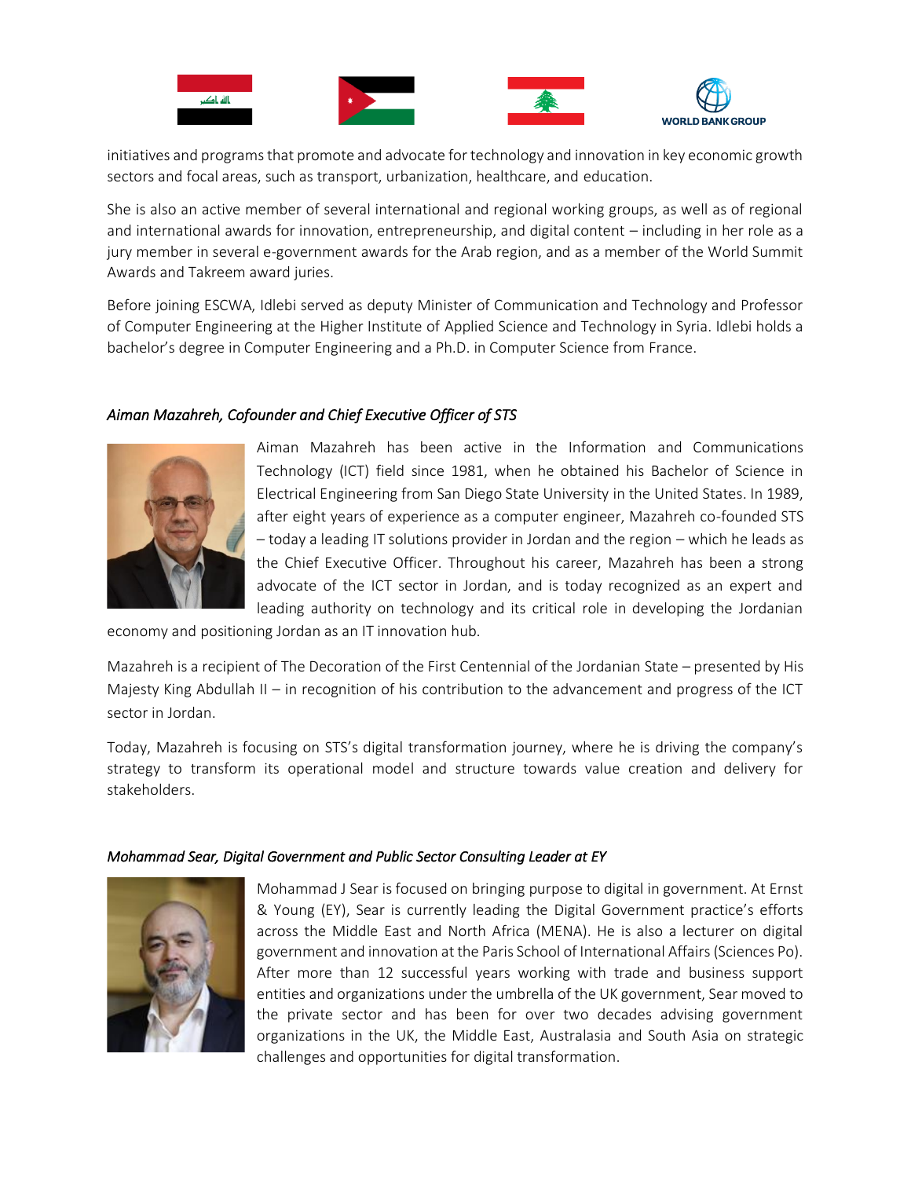initiatives and programs that promote and advocate for technology and innovation in key economic growth sectors and focal areas, such as transport, urbanization, healthcare, and education.

She is also an active member of several international and regional working groups, as well as of regional and international awards for innovation, entrepreneurship, and digital content – including in her role as a jury member in several e-government awards for the Arab region, and as a member of the World Summit Awards and Takreem award juries.

Before joining ESCWA, Idlebi served as deputy Minister of Communication and Technology and Professor of Computer Engineering at the Higher Institute of Applied Science and Technology in Syria. Idlebi holds a bachelor's degree in Computer Engineering and a Ph.D. in Computer Science from France.

*Aiman Mazahreh, Cofounder and Chief Executive Officer of STS*

Aiman Mazahreh has been active in the Information and Communications Technology (ICT) field since 1981, when he obtained his Bachelor of Science in Electrical Engineering from San Diego State University in the United States. In 1989, after eight years of experience as a computer engineer, Mazahreh co-founded STS – today a leading IT solutions provider in Jordan and the region – which he leads as the Chief Executive Officer. Throughout his career, Mazahreh has been a strong advocate of the ICT sector in Jordan, and is today recognized as an expert and leading authority on technology and its critical role in developing the Jordanian economy and positioning Jordan as an IT innovation hub.

Mazahreh is a recipient of The Decoration of the First Centennial of the Jordanian State – presented by His Majesty King Abdullah II – in recognition of his contribution to the advancement and progress of the ICT sector in Jordan.

Today, Mazahreh is focusing on STS's digital transformation journey, where he is driving the company's strategy to transform its operational model and structure towards value creation and delivery for stakeholders.

*Mohammad Sear, Digital Government and Public Sector Consulting Leader at EY*

Mohammad J Sear is focused on bringing purpose to digital in government. At Ernst & Young (EY), Sear is currently leading the Digital Government practice's efforts across the Middle East and North Africa (MENA). He is also a lecturer on digital government and innovation at the Paris School of International Affairs (Sciences Po). After more than 12 successful years working with trade and business support entities and organizations under the umbrella of the UK government, Sear moved to the private sector and has been for over two decades advising government organizations in the UK, the Middle East, Australasia and South Asia on strategic challenges and opportunities for digital transformation.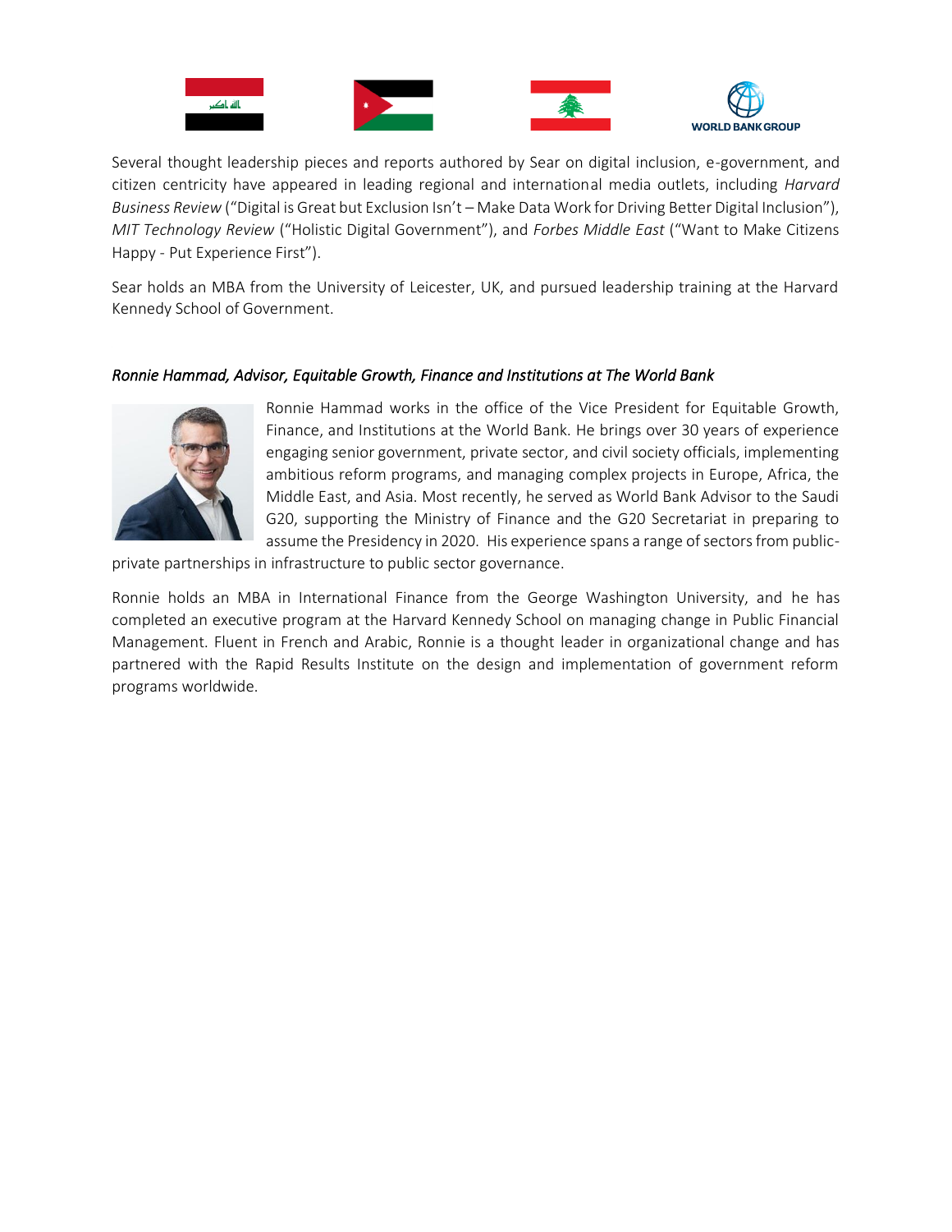Several thought leadership pieces and reports authored by Sear on digital inclusion, e-government, and citizen centricity have appeared in leading regional and international media outlets, including *Harvard Business Review* ("Digital is Great but Exclusion Isn't – Make Data Work for Driving Better Digital Inclusion"), *MIT Technology Review* ("Holistic Digital Government"), and *Forbes Middle East* ("Want to Make Citizens Happy - Put Experience First").

Sear holds an MBA from the University of Leicester, UK, and pursued leadership training at the Harvard Kennedy School of Government.

*Ronnie Hammad, Advisor, Equitable Growth, Finance and Institutions at The World Bank*

Ronnie Hammad works in the office of the Vice President for Equitable Growth, Finance, and Institutions at the World Bank. He brings over 30 years of experience engaging senior government, private sector, and civil society officials, implementing ambitious reform programs, and managing complex projects in Europe, Africa, the Middle East, and Asia. Most recently, he served as World Bank Advisor to the Saudi G20, supporting the Ministry of Finance and the G20 Secretariat in preparing to assume the Presidency in 2020. His experience spans a range of sectors from public-private partnerships in infrastructure to public sector governance.

Ronnie holds an MBA in International Finance from the George Washington University, and he has completed an executive program at the Harvard Kennedy School on managing change in Public Financial Management. Fluent in French and Arabic, Ronnie is a thought leader in organizational change and has partnered with the Rapid Results Institute on the design and implementation of government reform programs worldwide.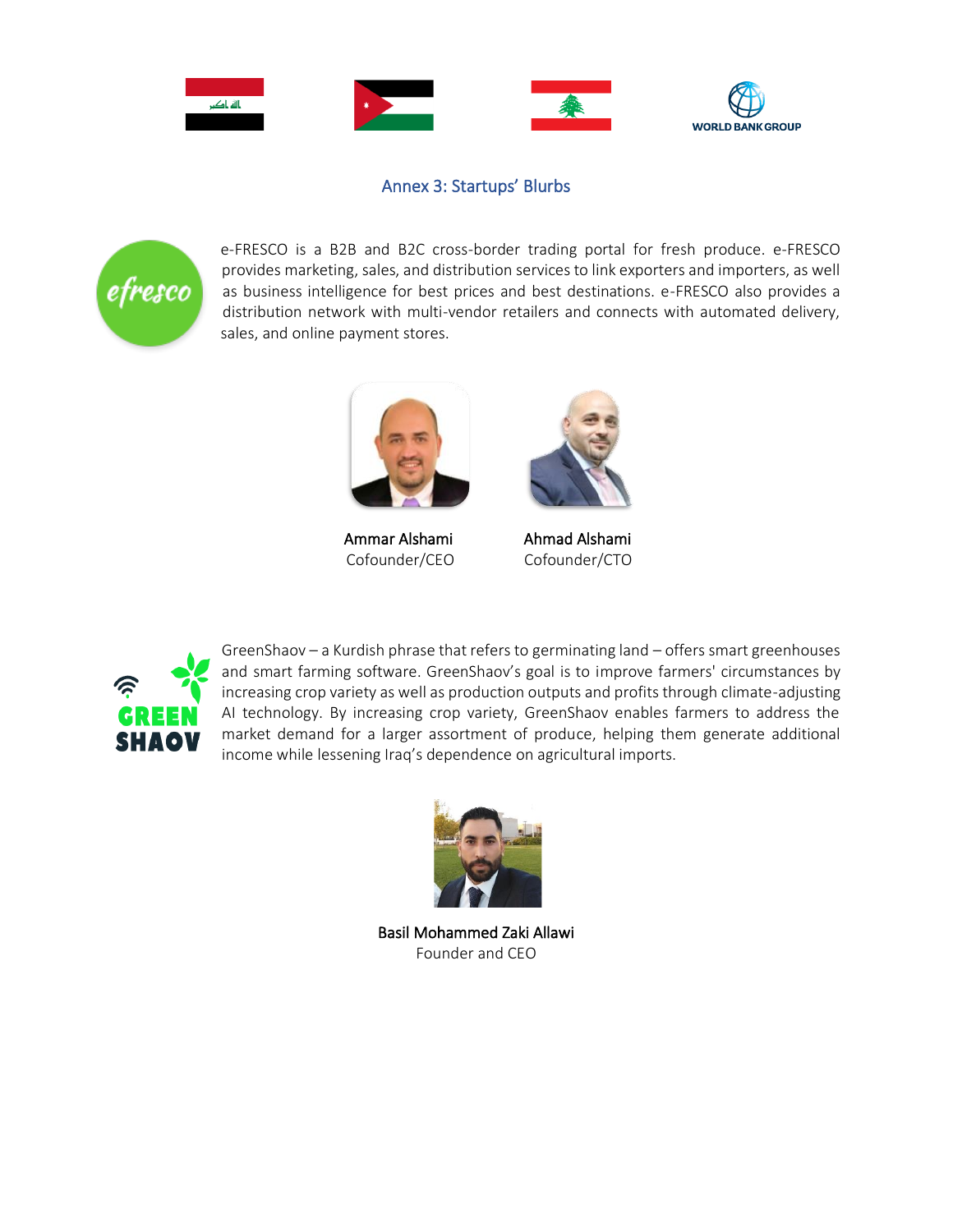## Annex 3: Startups' Blurbs

e-FRESCO is a B2B and B2C cross-border trading portal for fresh produce. e-FRESCO provides marketing, sales, and distribution services to link exporters and importers, as well as business intelligence for best prices and best destinations. e-FRESCO also provides a distribution network with multi-vendor retailers and connects with automated delivery, sales, and online payment stores.

**Ammar Alshami**
Cofounder/CEO

**Ahmad Alshami**
Cofounder/CTO

GreenShaov – a Kurdish phrase that refers to germinating land – offers smart greenhouses and smart farming software. GreenShaov's goal is to improve farmers' circumstances by increasing crop variety as well as production outputs and profits through climate-adjusting AI technology. By increasing crop variety, GreenShaov enables farmers to address the market demand for a larger assortment of produce, helping them generate additional income while lessening Iraq's dependence on agricultural imports.

**Basil Mohammed Zaki Allawi**
Founder and CEO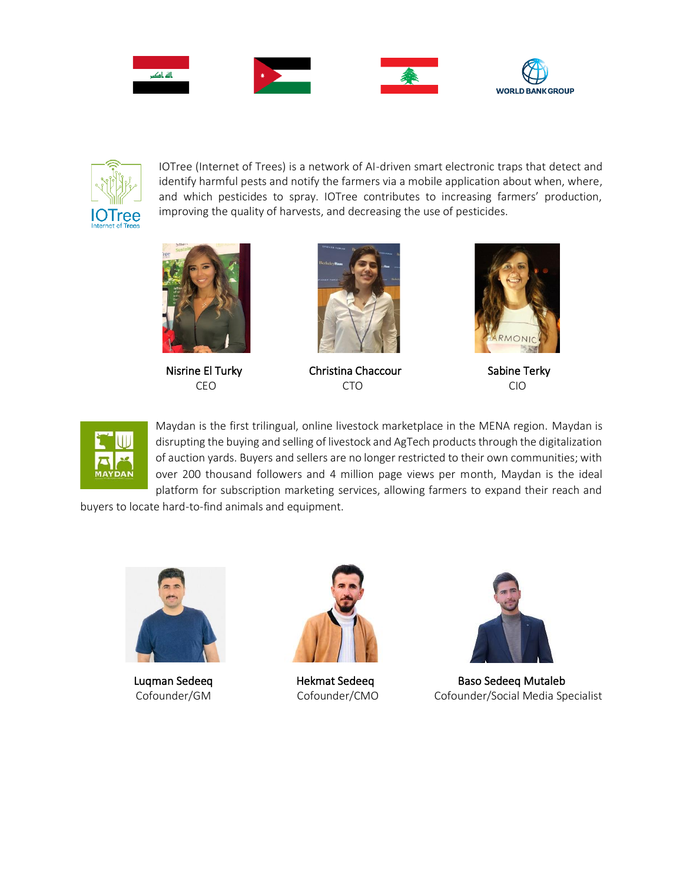IOTree (Internet of Trees) is a network of AI-driven smart electronic traps that detect and identify harmful pests and notify the farmers via a mobile application about when, where, and which pesticides to spray. IOTree contributes to increasing farmers' production, improving the quality of harvests, and decreasing the use of pesticides.

Nisrine El Turky
CEO

Christina Chaccour
CTO

Sabine Terky
CIO

Maydan is the first trilingual, online livestock marketplace in the MENA region. Maydan is disrupting the buying and selling of livestock and AgTech products through the digitalization of auction yards. Buyers and sellers are no longer restricted to their own communities; with over 200 thousand followers and 4 million page views per month, Maydan is the ideal platform for subscription marketing services, allowing farmers to expand their reach and buyers to locate hard-to-find animals and equipment.

Luqman Sedeeq
Cofounder/GM

Hekmat Sedeeq
Cofounder/CMO

Baso Sedeeq Mutaleb
Cofounder/Social Media Specialist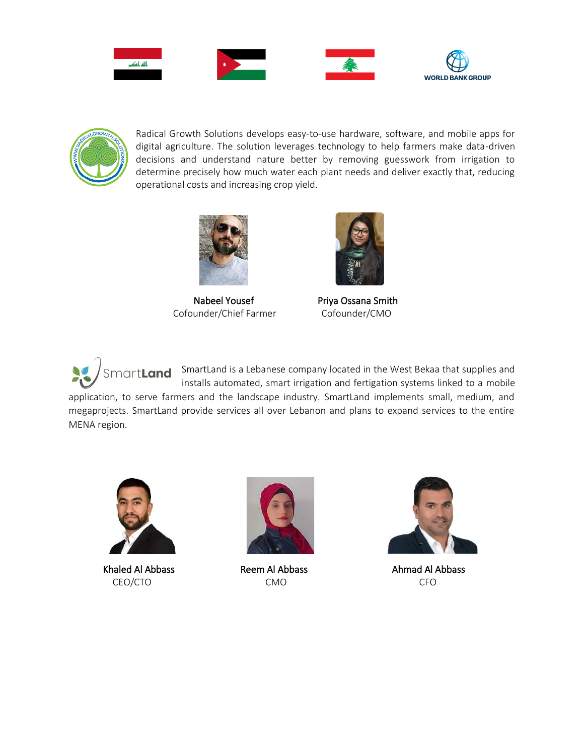Radical Growth Solutions develops easy-to-use hardware, software, and mobile apps for digital agriculture. The solution leverages technology to help farmers make data-driven decisions and understand nature better by removing guesswork from irrigation to determine precisely how much water each plant needs and deliver exactly that, reducing operational costs and increasing crop yield.

**Nabeel Yousef**
Cofounder/Chief Farmer

**Priya Ossana Smith**
Cofounder/CMO

SmartLand is a Lebanese company located in the West Bekaa that supplies and installs automated, smart irrigation and fertigation systems linked to a mobile application, to serve farmers and the landscape industry. SmartLand implements small, medium, and megaprojects. SmartLand provide services all over Lebanon and plans to expand services to the entire MENA region.

**Khaled Al Abbass**
CEO/CTO

**Reem Al Abbass**
CMO

**Ahmad Al Abbass**
CFO